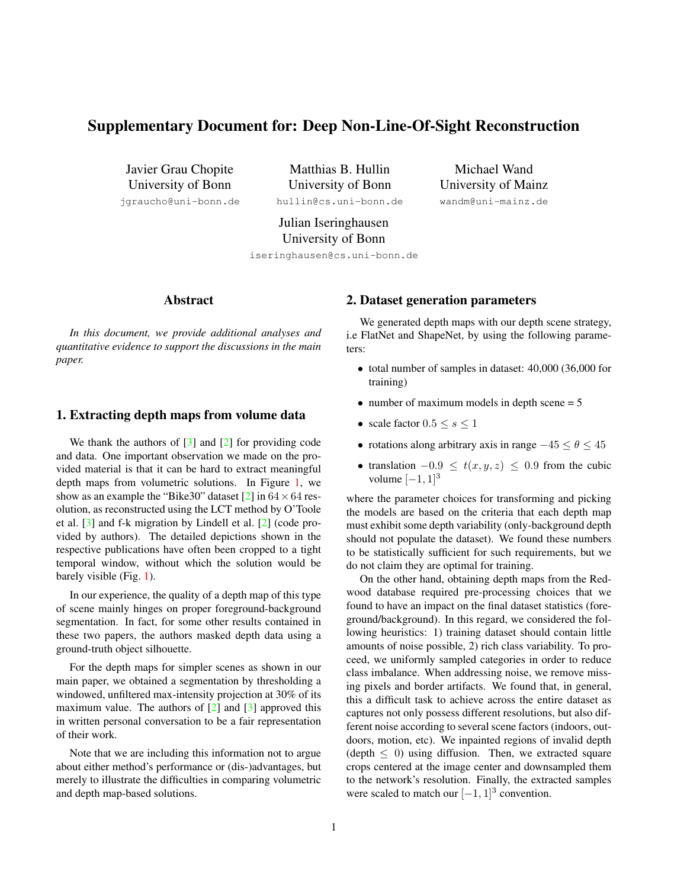# Supplementary Document for: Deep Non-Line-Of-Sight Reconstruction

Javier Grau Chopite
University of Bonn
jgraucho@uni-bonn.de

Matthias B. Hullin
University of Bonn
hullin@cs.uni-bonn.de

Michael Wand
University of Mainz
wandm@uni-mainz.de

Julian Iseringhausen
University of Bonn
iseringhausen@cs.uni-bonn.de

## Abstract

*In this document, we provide additional analyses and quantitative evidence to support the discussions in the main paper.*

## 1. Extracting depth maps from volume data

We thank the authors of [3] and [2] for providing code and data. One important observation we made on the provided material is that it can be hard to extract meaningful depth maps from volumetric solutions. In Figure 1, we show as an example the "Bike30" dataset [2] in $64 \times 64$ resolution, as reconstructed using the LCT method by O'Toole et al. [3] and f-k migration by Lindell et al. [2] (code provided by authors). The detailed depictions shown in the respective publications have often been cropped to a tight temporal window, without which the solution would be barely visible (Fig. 1).

In our experience, the quality of a depth map of this type of scene mainly hinges on proper foreground-background segmentation. In fact, for some other results contained in these two papers, the authors masked depth data using a ground-truth object silhouette.

For the depth maps for simpler scenes as shown in our main paper, we obtained a segmentation by thresholding a windowed, unfiltered max-intensity projection at 30% of its maximum value. The authors of [2] and [3] approved this in written personal conversation to be a fair representation of their work.

Note that we are including this information not to argue about either method's performance or (dis-)advantages, but merely to illustrate the difficulties in comparing volumetric and depth map-based solutions.

## 2. Dataset generation parameters

We generated depth maps with our depth scene strategy, i.e FlatNet and ShapeNet, by using the following parameters:

- total number of samples in dataset: 40,000 (36,000 for training)
- number of maximum models in depth scene = 5
- scale factor $0.5 \leq s \leq 1$
- rotations along arbitrary axis in range $-45 \leq \theta \leq 45$
- translation $-0.9 \leq t(x, y, z) \leq 0.9$ from the cubic volume $[-1, 1]^3$

where the parameter choices for transforming and picking the models are based on the criteria that each depth map must exhibit some depth variability (only-background depth should not populate the dataset). We found these numbers to be statistically sufficient for such requirements, but we do not claim they are optimal for training.

On the other hand, obtaining depth maps from the Redwood database required pre-processing choices that we found to have an impact on the final dataset statistics (foreground/background). In this regard, we considered the following heuristics: 1) training dataset should contain little amounts of noise possible, 2) rich class variability. To proceed, we uniformly sampled categories in order to reduce class imbalance. When addressing noise, we remove missing pixels and border artifacts. We found that, in general, this a difficult task to achieve across the entire dataset as captures not only possess different resolutions, but also different noise according to several scene factors (indoors, outdoors, motion, etc). We inpainted regions of invalid depth (depth $\leq 0$) using diffusion. Then, we extracted square crops centered at the image center and downsampled them to the network's resolution. Finally, the extracted samples were scaled to match our $[-1, 1]^3$ convention.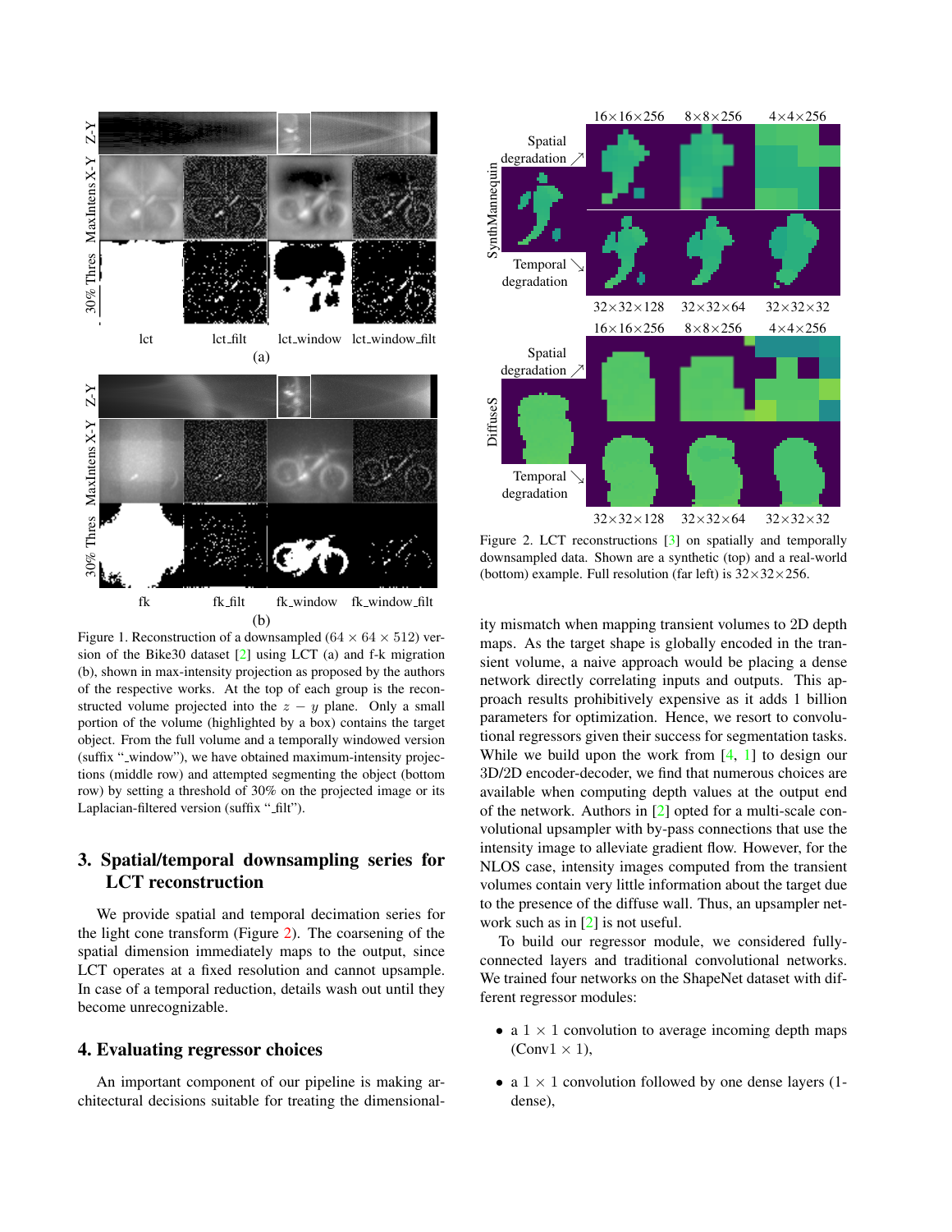Figure 1. Reconstruction of a downsampled ($64 \times 64 \times 512$) version of the Bike30 dataset [2] using LCT (a) and f-k migration (b), shown in max-intensity projection as proposed by the authors of the respective works. At the top of each group is the reconstructed volume projected into the $z - y$ plane. Only a small portion of the volume (highlighted by a box) contains the target object. From the full volume and a temporally windowed version (suffix "_window"), we have obtained maximum-intensity projections (middle row) and attempted segmenting the object (bottom row) by setting a threshold of 30% on the projected image or its Laplacian-filtered version (suffix "_filt").

## 3. Spatial/temporal downsampling series for LCT reconstruction

We provide spatial and temporal decimation series for the light cone transform (Figure 2). The coarsening of the spatial dimension immediately maps to the output, since LCT operates at a fixed resolution and cannot upsample. In case of a temporal reduction, details wash out until they become unrecognizable.

## 4. Evaluating regressor choices

An important component of our pipeline is making architectural decisions suitable for treating the dimensionality mismatch when mapping transient volumes to 2D depth maps. As the target shape is globally encoded in the transient volume, a naive approach would be placing a dense network directly correlating inputs and outputs. This approach results prohibitively expensive as it adds 1 billion parameters for optimization. Hence, we resort to convolutional regressors given their success for segmentation tasks. While we build upon the work from [4, 1] to design our 3D/2D encoder-decoder, we find that numerous choices are available when computing depth values at the output end of the network. Authors in [2] opted for a multi-scale convolutional upsampler with by-pass connections that use the intensity image to alleviate gradient flow. However, for the NLOS case, intensity images computed from the transient volumes contain very little information about the target due to the presence of the diffuse wall. Thus, an upsampler network such as in [2] is not useful.

Figure 2. LCT reconstructions [3] on spatially and temporally downsampled data. Shown are a synthetic (top) and a real-world (bottom) example. Full resolution (far left) is $32 \times 32 \times 256$.

To build our regressor module, we considered fully-connected layers and traditional convolutional networks. We trained four networks on the ShapeNet dataset with different regressor modules:

- a $1 \times 1$ convolution to average incoming depth maps (Conv$1 \times 1$),
- a $1 \times 1$ convolution followed by one dense layers (1-dense),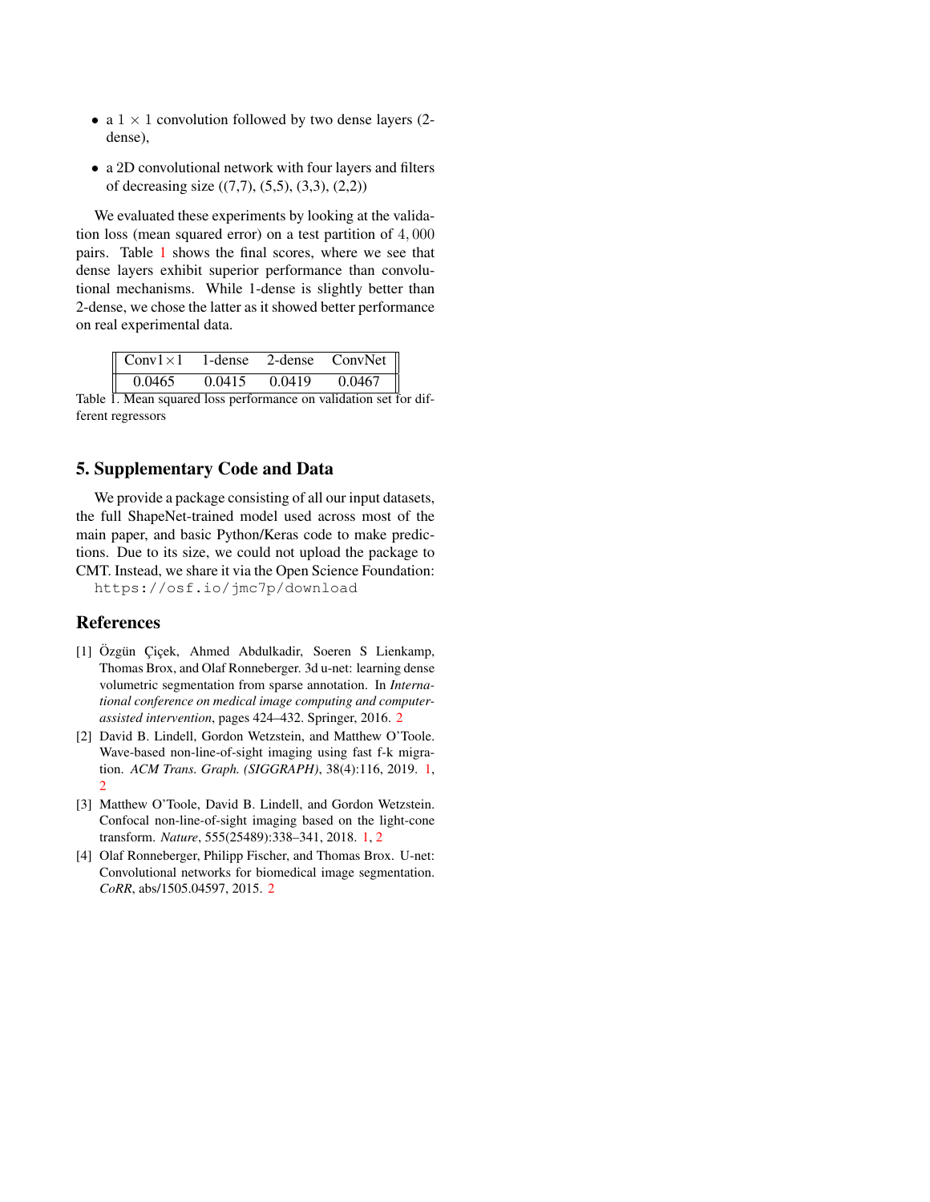- a $1 \times 1$ convolution followed by two dense layers (2-dense),
- a 2D convolutional network with four layers and filters of decreasing size ((7,7), (5,5), (3,3), (2,2))

We evaluated these experiments by looking at the validation loss (mean squared error) on a test partition of $4,000$ pairs. Table 1 shows the final scores, where we see that dense layers exhibit superior performance than convolutional mechanisms. While 1-dense is slightly better than 2-dense, we chose the latter as it showed better performance on real experimental data.

| Conv1×1 | 1-dense | 2-dense | ConvNet |
|---|---|---|---|
| 0.0465 | 0.0415 | 0.0419 | 0.0467 |

Table 1. Mean squared loss performance on validation set for different regressors

## 5. Supplementary Code and Data

We provide a package consisting of all our input datasets, the full ShapeNet-trained model used across most of the main paper, and basic Python/Keras code to make predictions. Due to its size, we could not upload the package to CMT. Instead, we share it via the Open Science Foundation: `https://osf.io/jmc7p/download`

## References

[1] Özgün Çiçek, Ahmed Abdulkadir, Soeren S Lienkamp, Thomas Brox, and Olaf Ronneberger. 3d u-net: learning dense volumetric segmentation from sparse annotation. In *International conference on medical image computing and computer-assisted intervention*, pages 424–432. Springer, 2016. 2

[2] David B. Lindell, Gordon Wetzstein, and Matthew O'Toole. Wave-based non-line-of-sight imaging using fast f-k migration. *ACM Trans. Graph. (SIGGRAPH)*, 38(4):116, 2019. 1, 2

[3] Matthew O'Toole, David B. Lindell, and Gordon Wetzstein. Confocal non-line-of-sight imaging based on the light-cone transform. *Nature*, 555(25489):338–341, 2018. 1, 2

[4] Olaf Ronneberger, Philipp Fischer, and Thomas Brox. U-net: Convolutional networks for biomedical image segmentation. *CoRR*, abs/1505.04597, 2015. 2